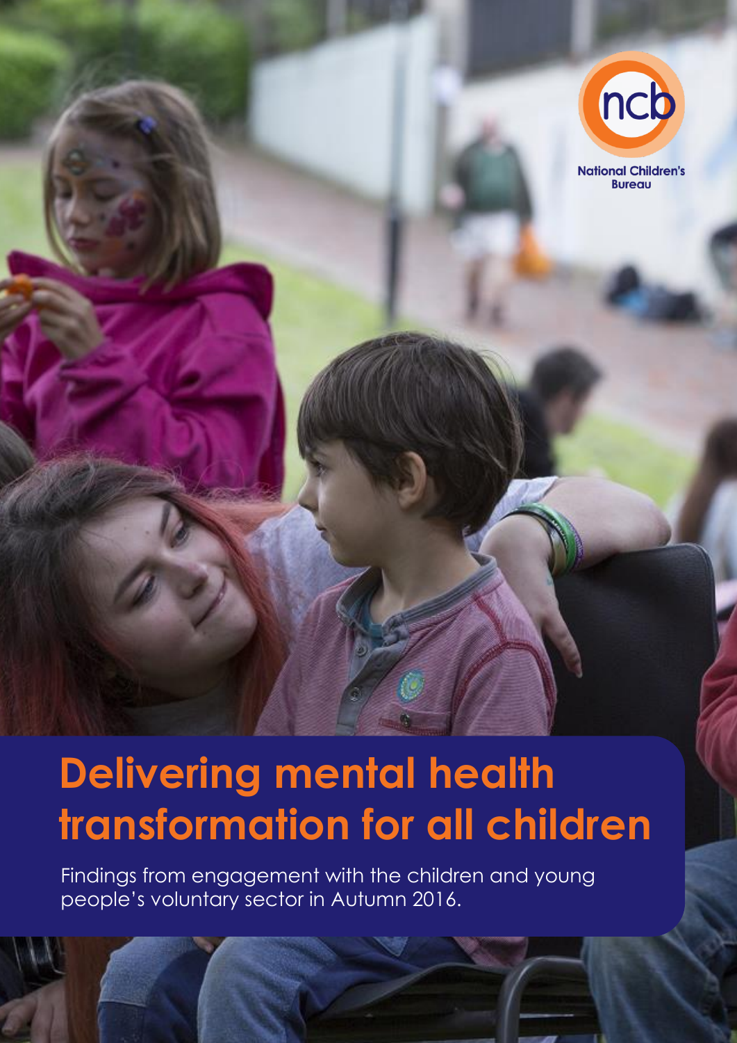National Children's Bureau

# Delivering mental health transformation for all children

Findings from engagement with the children and young people's voluntary sector in Autumn 2016.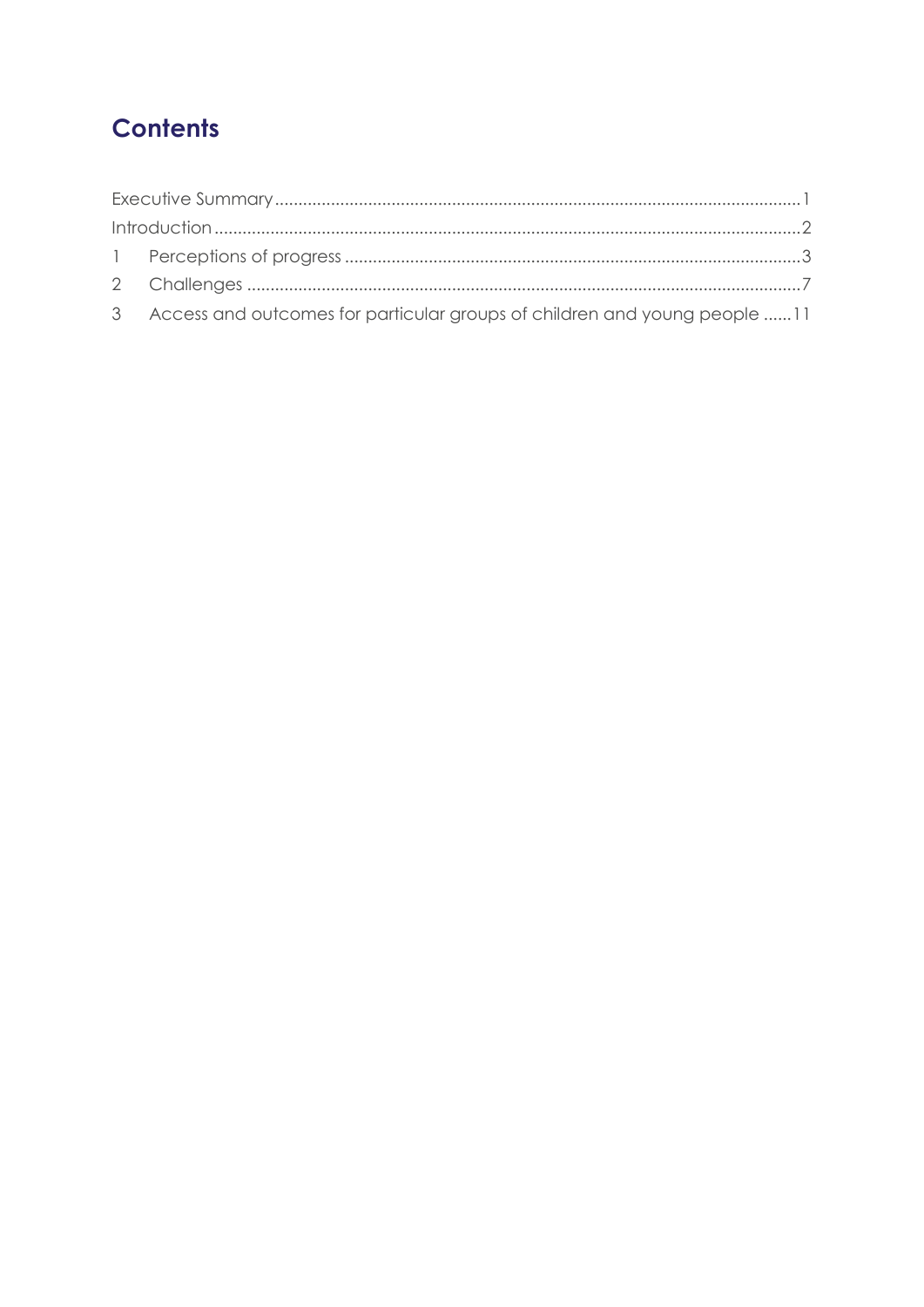# Contents

Executive Summary ........................................................................................................... 1

Introduction ....................................................................................................................... 2

1 Perceptions of progress ................................................................................................ 3

2 Challenges ..................................................................................................................... 7

3 Access and outcomes for particular groups of children and young people ...... 11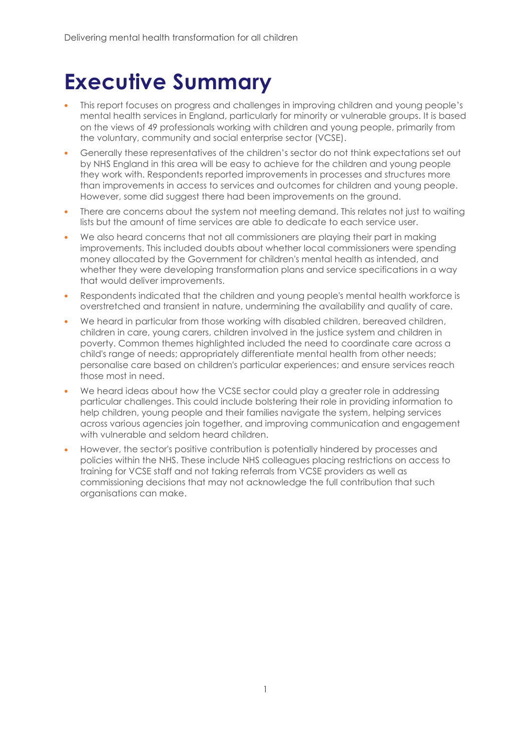# Executive Summary

- This report focuses on progress and challenges in improving children and young people's mental health services in England, particularly for minority or vulnerable groups. It is based on the views of 49 professionals working with children and young people, primarily from the voluntary, community and social enterprise sector (VCSE).
- Generally these representatives of the children's sector do not think expectations set out by NHS England in this area will be easy to achieve for the children and young people they work with. Respondents reported improvements in processes and structures more than improvements in access to services and outcomes for children and young people. However, some did suggest there had been improvements on the ground.
- There are concerns about the system not meeting demand. This relates not just to waiting lists but the amount of time services are able to dedicate to each service user.
- We also heard concerns that not all commissioners are playing their part in making improvements. This included doubts about whether local commissioners were spending money allocated by the Government for children's mental health as intended, and whether they were developing transformation plans and service specifications in a way that would deliver improvements.
- Respondents indicated that the children and young people's mental health workforce is overstretched and transient in nature, undermining the availability and quality of care.
- We heard in particular from those working with disabled children, bereaved children, children in care, young carers, children involved in the justice system and children in poverty. Common themes highlighted included the need to coordinate care across a child's range of needs; appropriately differentiate mental health from other needs; personalise care based on children's particular experiences; and ensure services reach those most in need.
- We heard ideas about how the VCSE sector could play a greater role in addressing particular challenges. This could include bolstering their role in providing information to help children, young people and their families navigate the system, helping services across various agencies join together, and improving communication and engagement with vulnerable and seldom heard children.
- However, the sector's positive contribution is potentially hindered by processes and policies within the NHS. These include NHS colleagues placing restrictions on access to training for VCSE staff and not taking referrals from VCSE providers as well as commissioning decisions that may not acknowledge the full contribution that such organisations can make.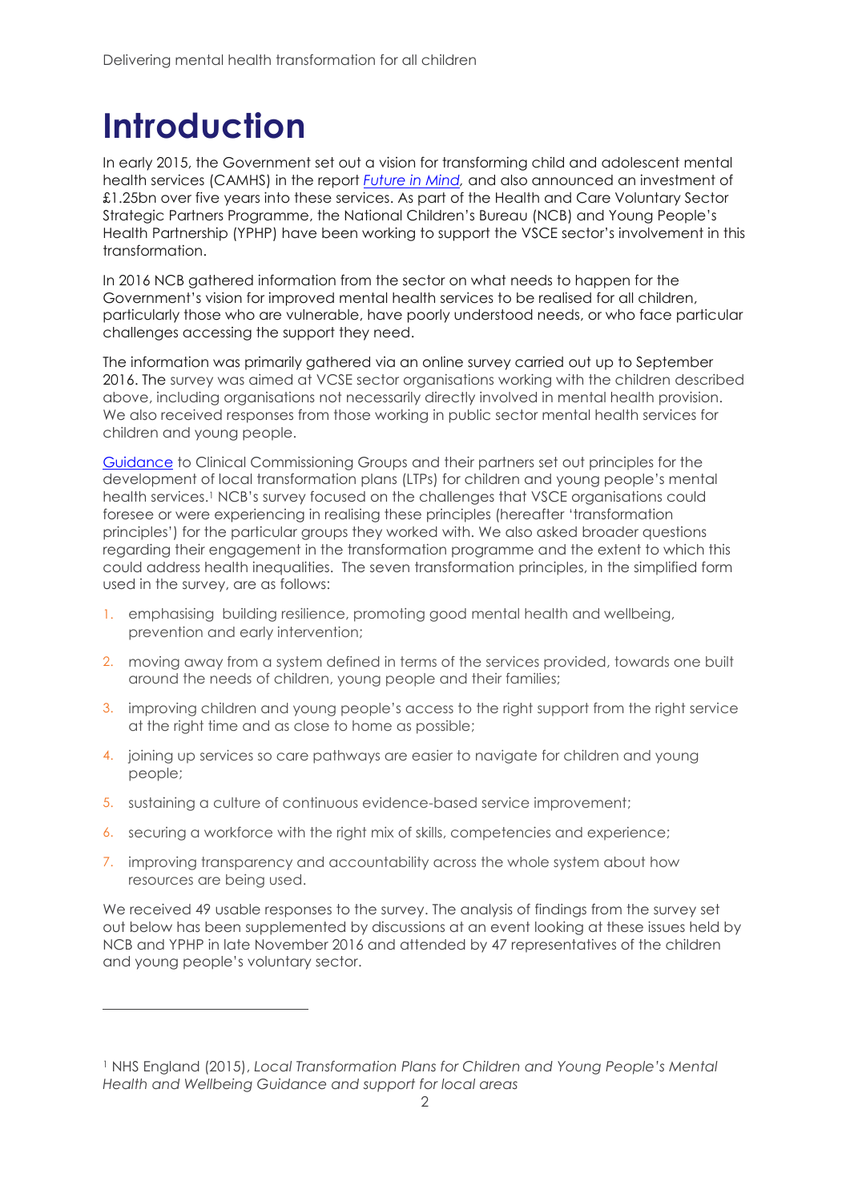# Introduction

In early 2015, the Government set out a vision for transforming child and adolescent mental health services (CAMHS) in the report *Future in Mind*, and also announced an investment of £1.25bn over five years into these services. As part of the Health and Care Voluntary Sector Strategic Partners Programme, the National Children's Bureau (NCB) and Young People's Health Partnership (YPHP) have been working to support the VSCE sector's involvement in this transformation.

In 2016 NCB gathered information from the sector on what needs to happen for the Government's vision for improved mental health services to be realised for all children, particularly those who are vulnerable, have poorly understood needs, or who face particular challenges accessing the support they need.

The information was primarily gathered via an online survey carried out up to September 2016. The survey was aimed at VCSE sector organisations working with the children described above, including organisations not necessarily directly involved in mental health provision. We also received responses from those working in public sector mental health services for children and young people.

Guidance to Clinical Commissioning Groups and their partners set out principles for the development of local transformation plans (LTPs) for children and young people's mental health services.[1] NCB's survey focused on the challenges that VSCE organisations could foresee or were experiencing in realising these principles (hereafter 'transformation principles') for the particular groups they worked with. We also asked broader questions regarding their engagement in the transformation programme and the extent to which this could address health inequalities. The seven transformation principles, in the simplified form used in the survey, are as follows:

1. emphasising building resilience, promoting good mental health and wellbeing, prevention and early intervention;
2. moving away from a system defined in terms of the services provided, towards one built around the needs of children, young people and their families;
3. improving children and young people's access to the right support from the right service at the right time and as close to home as possible;
4. joining up services so care pathways are easier to navigate for children and young people;
5. sustaining a culture of continuous evidence-based service improvement;
6. securing a workforce with the right mix of skills, competencies and experience;
7. improving transparency and accountability across the whole system about how resources are being used.

We received 49 usable responses to the survey. The analysis of findings from the survey set out below has been supplemented by discussions at an event looking at these issues held by NCB and YPHP in late November 2016 and attended by 47 representatives of the children and young people's voluntary sector.

[1] NHS England (2015), *Local Transformation Plans for Children and Young People's Mental Health and Wellbeing Guidance and support for local areas*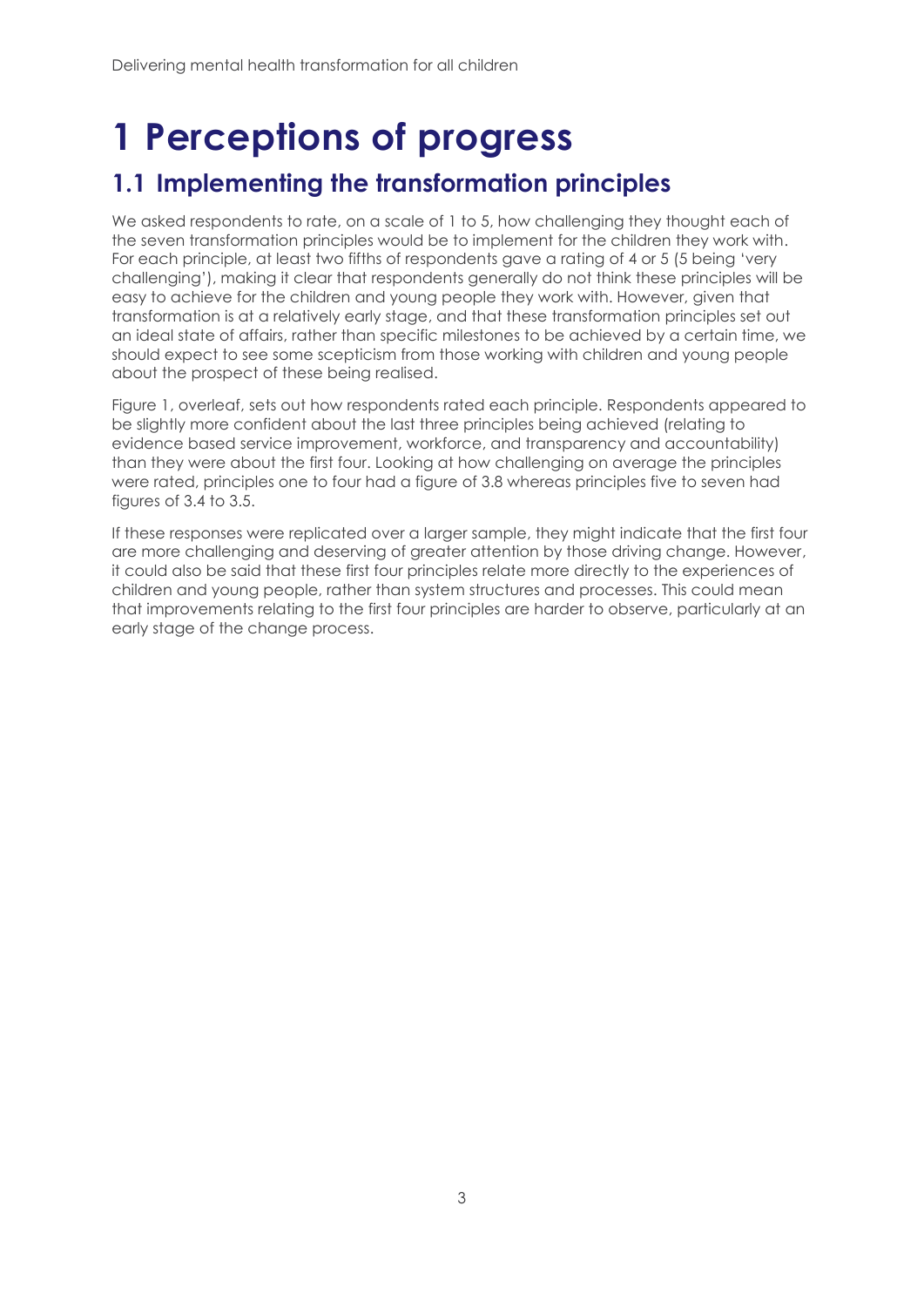# 1 Perceptions of progress

## 1.1 Implementing the transformation principles

We asked respondents to rate, on a scale of 1 to 5, how challenging they thought each of the seven transformation principles would be to implement for the children they work with. For each principle, at least two fifths of respondents gave a rating of 4 or 5 (5 being 'very challenging'), making it clear that respondents generally do not think these principles will be easy to achieve for the children and young people they work with. However, given that transformation is at a relatively early stage, and that these transformation principles set out an ideal state of affairs, rather than specific milestones to be achieved by a certain time, we should expect to see some scepticism from those working with children and young people about the prospect of these being realised.

Figure 1, overleaf, sets out how respondents rated each principle. Respondents appeared to be slightly more confident about the last three principles being achieved (relating to evidence based service improvement, workforce, and transparency and accountability) than they were about the first four. Looking at how challenging on average the principles were rated, principles one to four had a figure of 3.8 whereas principles five to seven had figures of 3.4 to 3.5.

If these responses were replicated over a larger sample, they might indicate that the first four are more challenging and deserving of greater attention by those driving change. However, it could also be said that these first four principles relate more directly to the experiences of children and young people, rather than system structures and processes. This could mean that improvements relating to the first four principles are harder to observe, particularly at an early stage of the change process.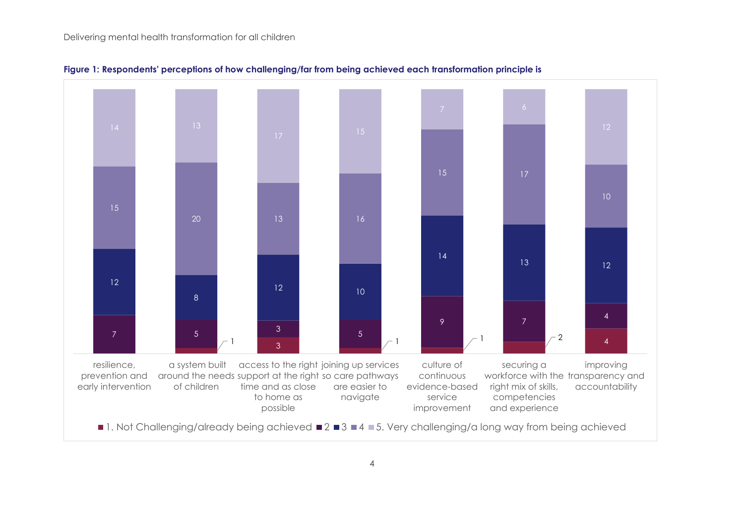**Figure 1: Respondents' perceptions of how challenging/far from being achieved each transformation principle is**

| Transformation principle | 1. Not Challenging/already being achieved | 2 | 3 | 4 | 5. Very challenging/a long way from being achieved |
|---|---|---|---|---|---|
| resilience, prevention and early intervention | | 7 | 12 | 15 | 14 |
| a system built around the needs of children | 1 | 5 | 8 | 20 | 13 |
| access to the right support at the right time and as close to home as possible | 3 | 3 | 12 | 13 | 17 |
| joining up services so care pathways are easier to navigate | 1 | 5 | 10 | 16 | 15 |
| culture of continuous evidence-based service improvement | 1 | 9 | 14 | 15 | 7 |
| securing a workforce with the right mix of skills, competencies and experience | 2 | 7 | 13 | 17 | 6 |
| improving transparency and accountability | 4 | 4 | 12 | 10 | 12 |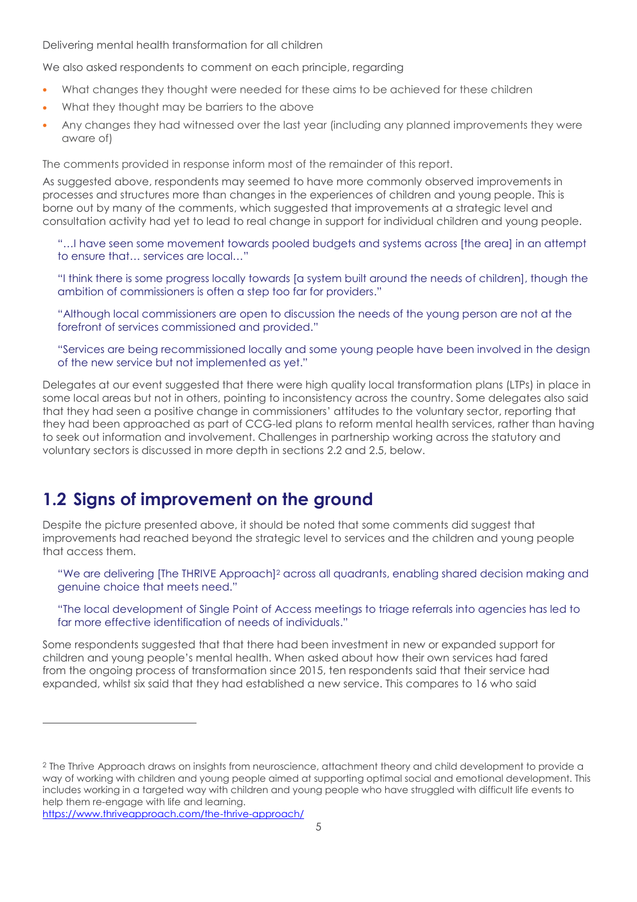Delivering mental health transformation for all children

We also asked respondents to comment on each principle, regarding

- What changes they thought were needed for these aims to be achieved for these children
- What they thought may be barriers to the above
- Any changes they had witnessed over the last year (including any planned improvements they were aware of)

The comments provided in response inform most of the remainder of this report.

As suggested above, respondents may seemed to have more commonly observed improvements in processes and structures more than changes in the experiences of children and young people. This is borne out by many of the comments, which suggested that improvements at a strategic level and consultation activity had yet to lead to real change in support for individual children and young people.

> "…I have seen some movement towards pooled budgets and systems across [the area] in an attempt to ensure that… services are local…"

> "I think there is some progress locally towards [a system built around the needs of children], though the ambition of commissioners is often a step too far for providers."

> "Although local commissioners are open to discussion the needs of the young person are not at the forefront of services commissioned and provided."

> "Services are being recommissioned locally and some young people have been involved in the design of the new service but not implemented as yet."

Delegates at our event suggested that there were high quality local transformation plans (LTPs) in place in some local areas but not in others, pointing to inconsistency across the country. Some delegates also said that they had seen a positive change in commissioners' attitudes to the voluntary sector, reporting that they had been approached as part of CCG-led plans to reform mental health services, rather than having to seek out information and involvement. Challenges in partnership working across the statutory and voluntary sectors is discussed in more depth in sections 2.2 and 2.5, below.

## 1.2 Signs of improvement on the ground

Despite the picture presented above, it should be noted that some comments did suggest that improvements had reached beyond the strategic level to services and the children and young people that access them.

> "We are delivering [The THRIVE Approach][2] across all quadrants, enabling shared decision making and genuine choice that meets need."

> "The local development of Single Point of Access meetings to triage referrals into agencies has led to far more effective identification of needs of individuals."

Some respondents suggested that that there had been investment in new or expanded support for children and young people's mental health. When asked about how their own services had fared from the ongoing process of transformation since 2015, ten respondents said that their service had expanded, whilst six said that they had established a new service. This compares to 16 who said

---

[2] The Thrive Approach draws on insights from neuroscience, attachment theory and child development to provide a way of working with children and young people aimed at supporting optimal social and emotional development. This includes working in a targeted way with children and young people who have struggled with difficult life events to help them re-engage with life and learning.
https://www.thriveapproach.com/the-thrive-approach/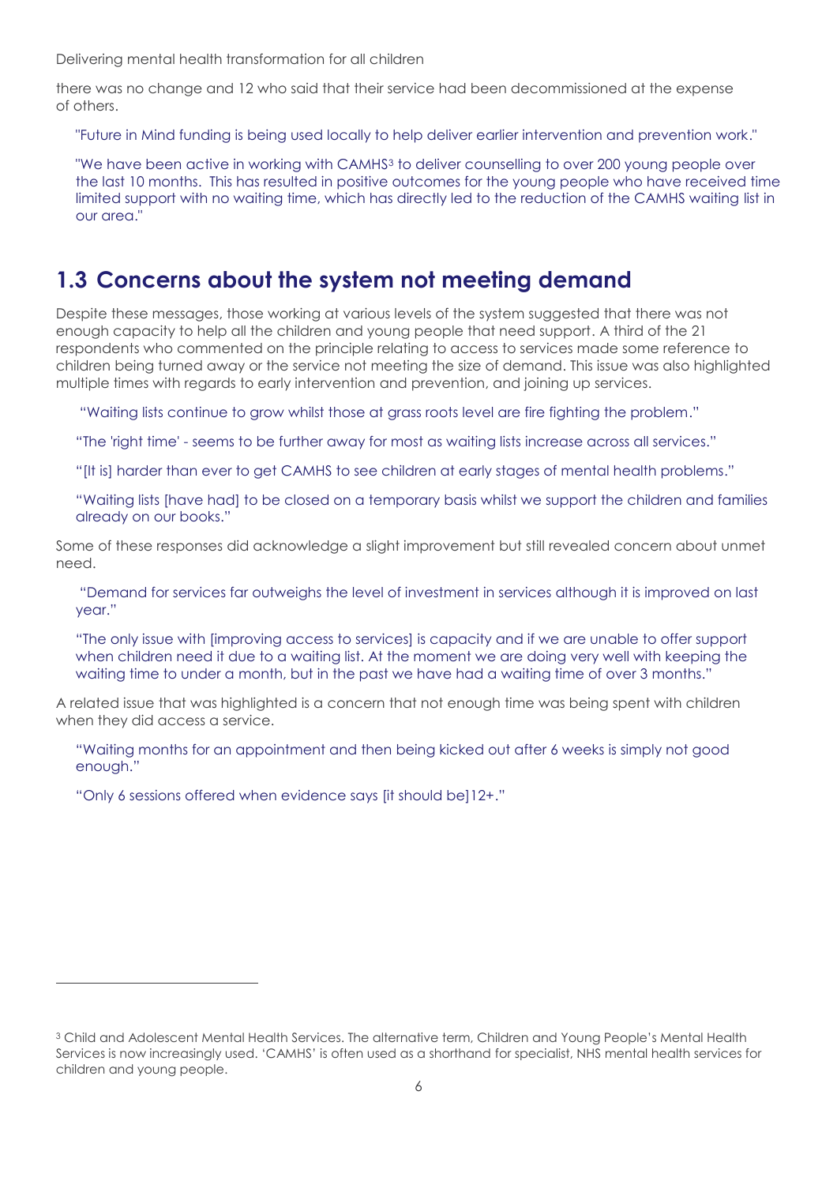there was no change and 12 who said that their service had been decommissioned at the expense of others.

> "Future in Mind funding is being used locally to help deliver earlier intervention and prevention work."

> "We have been active in working with CAMHS[3] to deliver counselling to over 200 young people over the last 10 months. This has resulted in positive outcomes for the young people who have received time limited support with no waiting time, which has directly led to the reduction of the CAMHS waiting list in our area."

## 1.3 Concerns about the system not meeting demand

Despite these messages, those working at various levels of the system suggested that there was not enough capacity to help all the children and young people that need support. A third of the 21 respondents who commented on the principle relating to access to services made some reference to children being turned away or the service not meeting the size of demand. This issue was also highlighted multiple times with regards to early intervention and prevention, and joining up services.

> "Waiting lists continue to grow whilst those at grass roots level are fire fighting the problem."

> "The 'right time' - seems to be further away for most as waiting lists increase across all services."

> "[It is] harder than ever to get CAMHS to see children at early stages of mental health problems."

> "Waiting lists [have had] to be closed on a temporary basis whilst we support the children and families already on our books."

Some of these responses did acknowledge a slight improvement but still revealed concern about unmet need.

> "Demand for services far outweighs the level of investment in services although it is improved on last year."

> "The only issue with [improving access to services] is capacity and if we are unable to offer support when children need it due to a waiting list. At the moment we are doing very well with keeping the waiting time to under a month, but in the past we have had a waiting time of over 3 months."

A related issue that was highlighted is a concern that not enough time was being spent with children when they did access a service.

> "Waiting months for an appointment and then being kicked out after 6 weeks is simply not good enough."

> "Only 6 sessions offered when evidence says [it should be]12+."

---

[3] Child and Adolescent Mental Health Services. The alternative term, Children and Young People's Mental Health Services is now increasingly used. 'CAMHS' is often used as a shorthand for specialist, NHS mental health services for children and young people.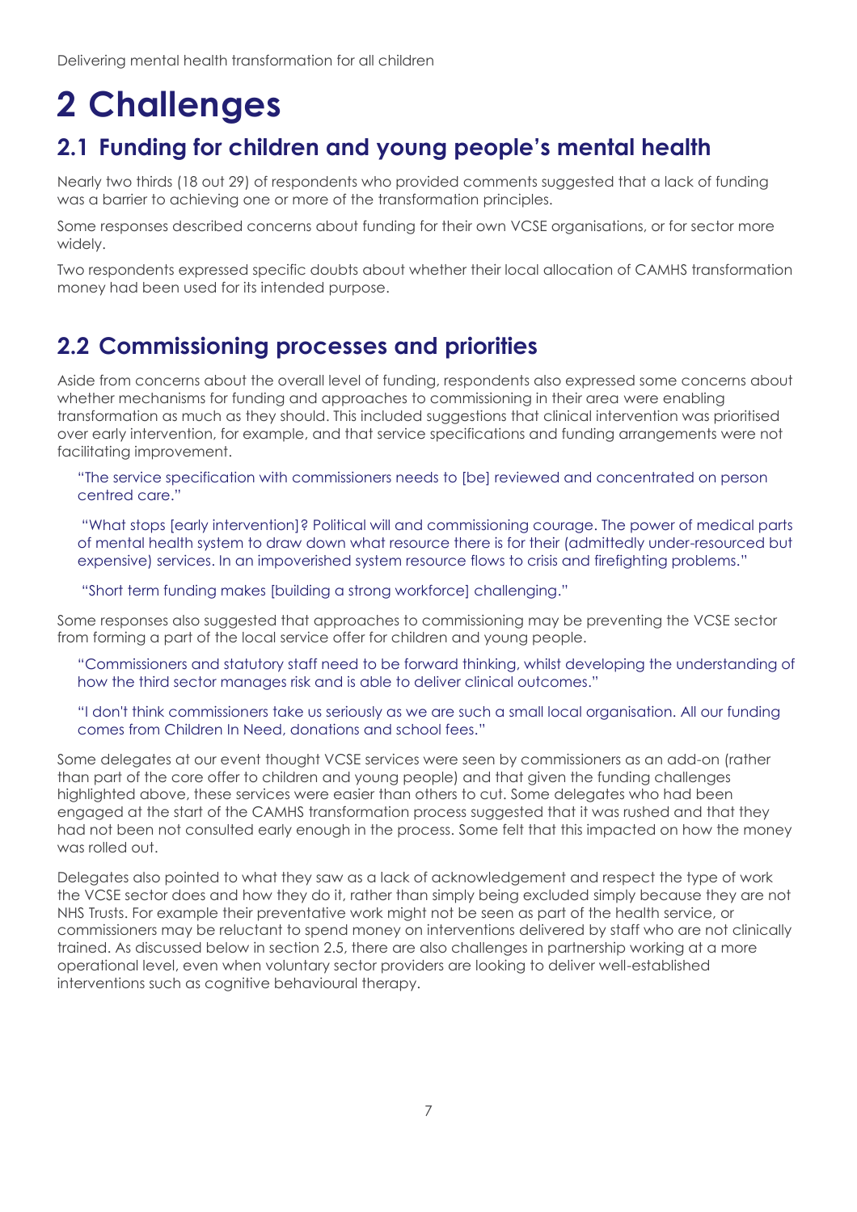# 2 Challenges

## 2.1 Funding for children and young people's mental health

Nearly two thirds (18 out 29) of respondents who provided comments suggested that a lack of funding was a barrier to achieving one or more of the transformation principles.

Some responses described concerns about funding for their own VCSE organisations, or for sector more widely.

Two respondents expressed specific doubts about whether their local allocation of CAMHS transformation money had been used for its intended purpose.

## 2.2 Commissioning processes and priorities

Aside from concerns about the overall level of funding, respondents also expressed some concerns about whether mechanisms for funding and approaches to commissioning in their area were enabling transformation as much as they should. This included suggestions that clinical intervention was prioritised over early intervention, for example, and that service specifications and funding arrangements were not facilitating improvement.

> "The service specification with commissioners needs to [be] reviewed and concentrated on person centred care."

> "What stops [early intervention]? Political will and commissioning courage. The power of medical parts of mental health system to draw down what resource there is for their (admittedly under-resourced but expensive) services. In an impoverished system resource flows to crisis and firefighting problems."

> "Short term funding makes [building a strong workforce] challenging."

Some responses also suggested that approaches to commissioning may be preventing the VCSE sector from forming a part of the local service offer for children and young people.

> "Commissioners and statutory staff need to be forward thinking, whilst developing the understanding of how the third sector manages risk and is able to deliver clinical outcomes."

> "I don't think commissioners take us seriously as we are such a small local organisation. All our funding comes from Children In Need, donations and school fees."

Some delegates at our event thought VCSE services were seen by commissioners as an add-on (rather than part of the core offer to children and young people) and that given the funding challenges highlighted above, these services were easier than others to cut. Some delegates who had been engaged at the start of the CAMHS transformation process suggested that it was rushed and that they had not been not consulted early enough in the process. Some felt that this impacted on how the money was rolled out.

Delegates also pointed to what they saw as a lack of acknowledgement and respect the type of work the VCSE sector does and how they do it, rather than simply being excluded simply because they are not NHS Trusts. For example their preventative work might not be seen as part of the health service, or commissioners may be reluctant to spend money on interventions delivered by staff who are not clinically trained. As discussed below in section 2.5, there are also challenges in partnership working at a more operational level, even when voluntary sector providers are looking to deliver well-established interventions such as cognitive behavioural therapy.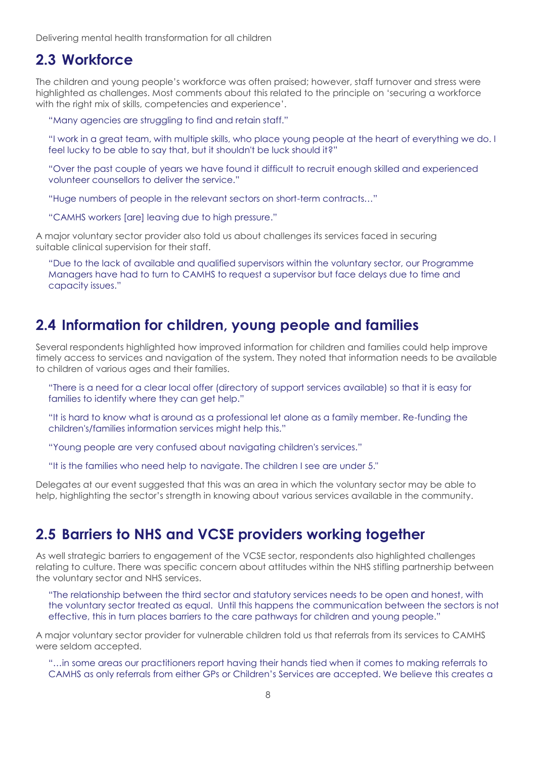## 2.3 Workforce

The children and young people's workforce was often praised; however, staff turnover and stress were highlighted as challenges. Most comments about this related to the principle on 'securing a workforce with the right mix of skills, competencies and experience'.

> "Many agencies are struggling to find and retain staff."
>
> "I work in a great team, with multiple skills, who place young people at the heart of everything we do. I feel lucky to be able to say that, but it shouldn't be luck should it?"
>
> "Over the past couple of years we have found it difficult to recruit enough skilled and experienced volunteer counsellors to deliver the service."
>
> "Huge numbers of people in the relevant sectors on short-term contracts…"
>
> "CAMHS workers [are] leaving due to high pressure."

A major voluntary sector provider also told us about challenges its services faced in securing suitable clinical supervision for their staff.

> "Due to the lack of available and qualified supervisors within the voluntary sector, our Programme Managers have had to turn to CAMHS to request a supervisor but face delays due to time and capacity issues."

## 2.4 Information for children, young people and families

Several respondents highlighted how improved information for children and families could help improve timely access to services and navigation of the system. They noted that information needs to be available to children of various ages and their families.

> "There is a need for a clear local offer (directory of support services available) so that it is easy for families to identify where they can get help."
>
> "It is hard to know what is around as a professional let alone as a family member. Re-funding the children's/families information services might help this."
>
> "Young people are very confused about navigating children's services."
>
> "It is the families who need help to navigate. The children I see are under 5."

Delegates at our event suggested that this was an area in which the voluntary sector may be able to help, highlighting the sector's strength in knowing about various services available in the community.

## 2.5 Barriers to NHS and VCSE providers working together

As well strategic barriers to engagement of the VCSE sector, respondents also highlighted challenges relating to culture. There was specific concern about attitudes within the NHS stifling partnership between the voluntary sector and NHS services.

> "The relationship between the third sector and statutory services needs to be open and honest, with the voluntary sector treated as equal. Until this happens the communication between the sectors is not effective, this in turn places barriers to the care pathways for children and young people."

A major voluntary sector provider for vulnerable children told us that referrals from its services to CAMHS were seldom accepted.

> "…in some areas our practitioners report having their hands tied when it comes to making referrals to CAMHS as only referrals from either GPs or Children's Services are accepted. We believe this creates a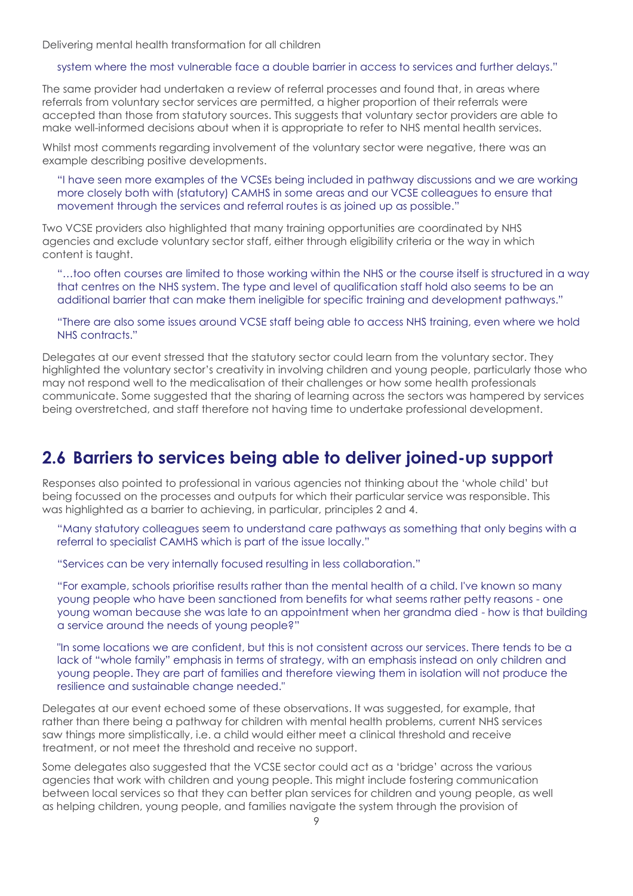system where the most vulnerable face a double barrier in access to services and further delays."

The same provider had undertaken a review of referral processes and found that, in areas where referrals from voluntary sector services are permitted, a higher proportion of their referrals were accepted than those from statutory sources. This suggests that voluntary sector providers are able to make well-informed decisions about when it is appropriate to refer to NHS mental health services.

Whilst most comments regarding involvement of the voluntary sector were negative, there was an example describing positive developments.

> "I have seen more examples of the VCSEs being included in pathway discussions and we are working more closely both with (statutory) CAMHS in some areas and our VCSE colleagues to ensure that movement through the services and referral routes is as joined up as possible."

Two VCSE providers also highlighted that many training opportunities are coordinated by NHS agencies and exclude voluntary sector staff, either through eligibility criteria or the way in which content is taught.

> "…too often courses are limited to those working within the NHS or the course itself is structured in a way that centres on the NHS system. The type and level of qualification staff hold also seems to be an additional barrier that can make them ineligible for specific training and development pathways."

> "There are also some issues around VCSE staff being able to access NHS training, even where we hold NHS contracts."

Delegates at our event stressed that the statutory sector could learn from the voluntary sector. They highlighted the voluntary sector's creativity in involving children and young people, particularly those who may not respond well to the medicalisation of their challenges or how some health professionals communicate. Some suggested that the sharing of learning across the sectors was hampered by services being overstretched, and staff therefore not having time to undertake professional development.

## 2.6 Barriers to services being able to deliver joined-up support

Responses also pointed to professional in various agencies not thinking about the 'whole child' but being focussed on the processes and outputs for which their particular service was responsible. This was highlighted as a barrier to achieving, in particular, principles 2 and 4.

> "Many statutory colleagues seem to understand care pathways as something that only begins with a referral to specialist CAMHS which is part of the issue locally."

> "Services can be very internally focused resulting in less collaboration."

> "For example, schools prioritise results rather than the mental health of a child. I've known so many young people who have been sanctioned from benefits for what seems rather petty reasons - one young woman because she was late to an appointment when her grandma died - how is that building a service around the needs of young people?"

> "In some locations we are confident, but this is not consistent across our services. There tends to be a lack of "whole family" emphasis in terms of strategy, with an emphasis instead on only children and young people. They are part of families and therefore viewing them in isolation will not produce the resilience and sustainable change needed."

Delegates at our event echoed some of these observations. It was suggested, for example, that rather than there being a pathway for children with mental health problems, current NHS services saw things more simplistically, i.e. a child would either meet a clinical threshold and receive treatment, or not meet the threshold and receive no support.

Some delegates also suggested that the VCSE sector could act as a 'bridge' across the various agencies that work with children and young people. This might include fostering communication between local services so that they can better plan services for children and young people, as well as helping children, young people, and families navigate the system through the provision of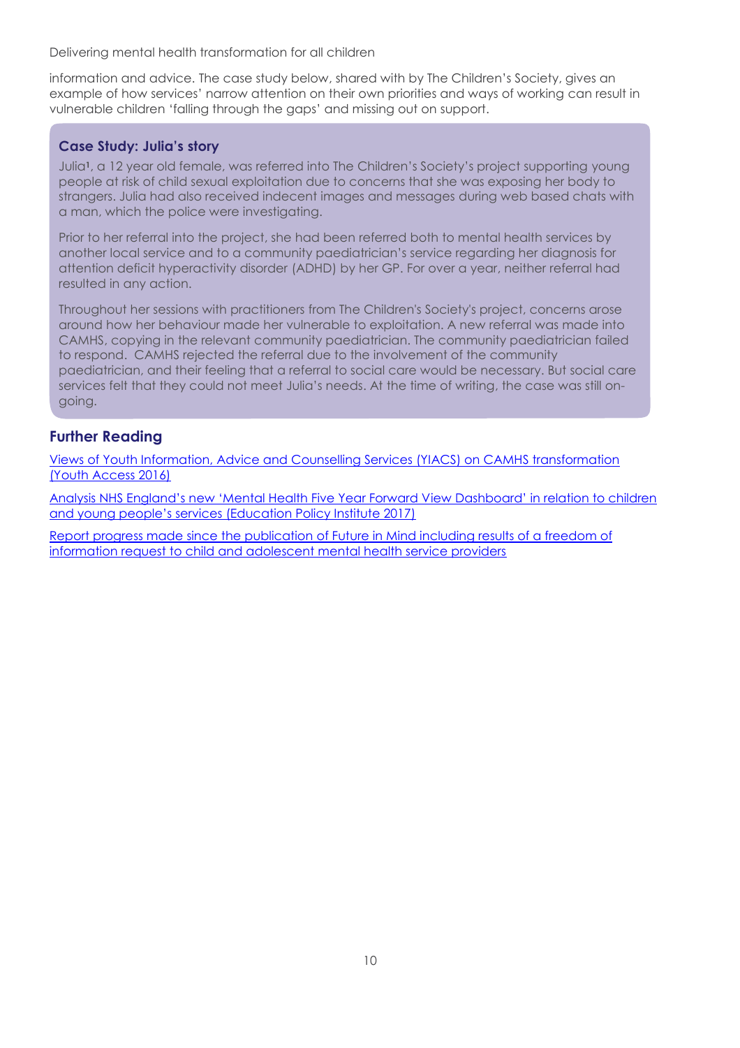information and advice. The case study below, shared with by The Children's Society, gives an example of how services' narrow attention on their own priorities and ways of working can result in vulnerable children 'falling through the gaps' and missing out on support.

### Case Study: Julia's story

Julia[1], a 12 year old female, was referred into The Children's Society's project supporting young people at risk of child sexual exploitation due to concerns that she was exposing her body to strangers. Julia had also received indecent images and messages during web based chats with a man, which the police were investigating.

Prior to her referral into the project, she had been referred both to mental health services by another local service and to a community paediatrician's service regarding her diagnosis for attention deficit hyperactivity disorder (ADHD) by her GP. For over a year, neither referral had resulted in any action.

Throughout her sessions with practitioners from The Children's Society's project, concerns arose around how her behaviour made her vulnerable to exploitation. A new referral was made into CAMHS, copying in the relevant community paediatrician. The community paediatrician failed to respond. CAMHS rejected the referral due to the involvement of the community paediatrician, and their feeling that a referral to social care would be necessary. But social care services felt that they could not meet Julia's needs. At the time of writing, the case was still on-going.

## Further Reading

Views of Youth Information, Advice and Counselling Services (YIACS) on CAMHS transformation (Youth Access 2016)

Analysis NHS England's new 'Mental Health Five Year Forward View Dashboard' in relation to children and young people's services (Education Policy Institute 2017)

Report progress made since the publication of Future in Mind including results of a freedom of information request to child and adolescent mental health service providers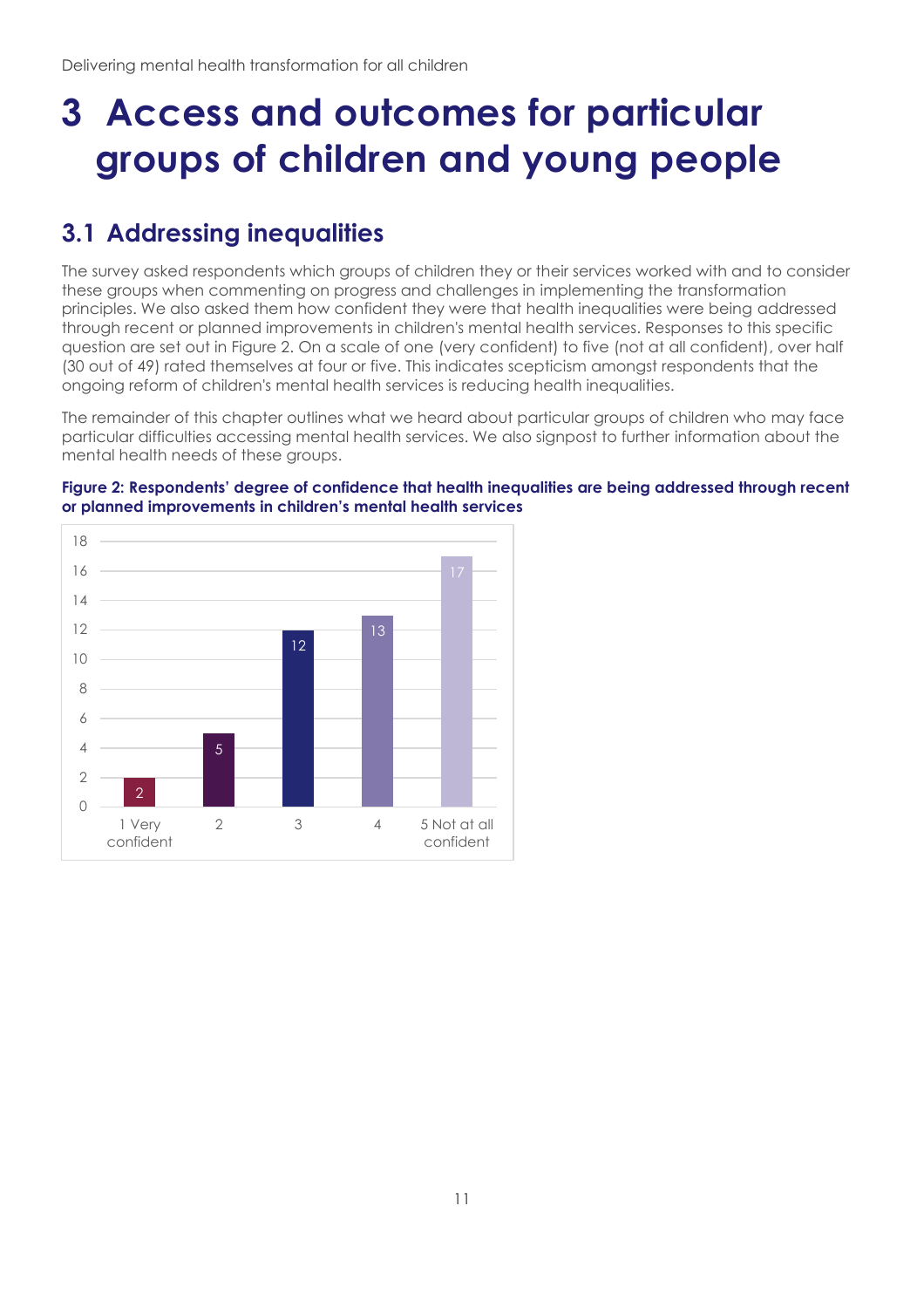# 3 Access and outcomes for particular groups of children and young people

## 3.1 Addressing inequalities

The survey asked respondents which groups of children they or their services worked with and to consider these groups when commenting on progress and challenges in implementing the transformation principles. We also asked them how confident they were that health inequalities were being addressed through recent or planned improvements in children's mental health services. Responses to this specific question are set out in Figure 2. On a scale of one (very confident) to five (not at all confident), over half (30 out of 49) rated themselves at four or five. This indicates scepticism amongst respondents that the ongoing reform of children's mental health services is reducing health inequalities.

The remainder of this chapter outlines what we heard about particular groups of children who may face particular difficulties accessing mental health services. We also signpost to further information about the mental health needs of these groups.

**Figure 2: Respondents' degree of confidence that health inequalities are being addressed through recent or planned improvements in children's mental health services**

| Confidence | Number of respondents |
| --- | --- |
| 1 Very confident | 2 |
| 2 | 5 |
| 3 | 12 |
| 4 | 13 |
| 5 Not at all confident | 17 |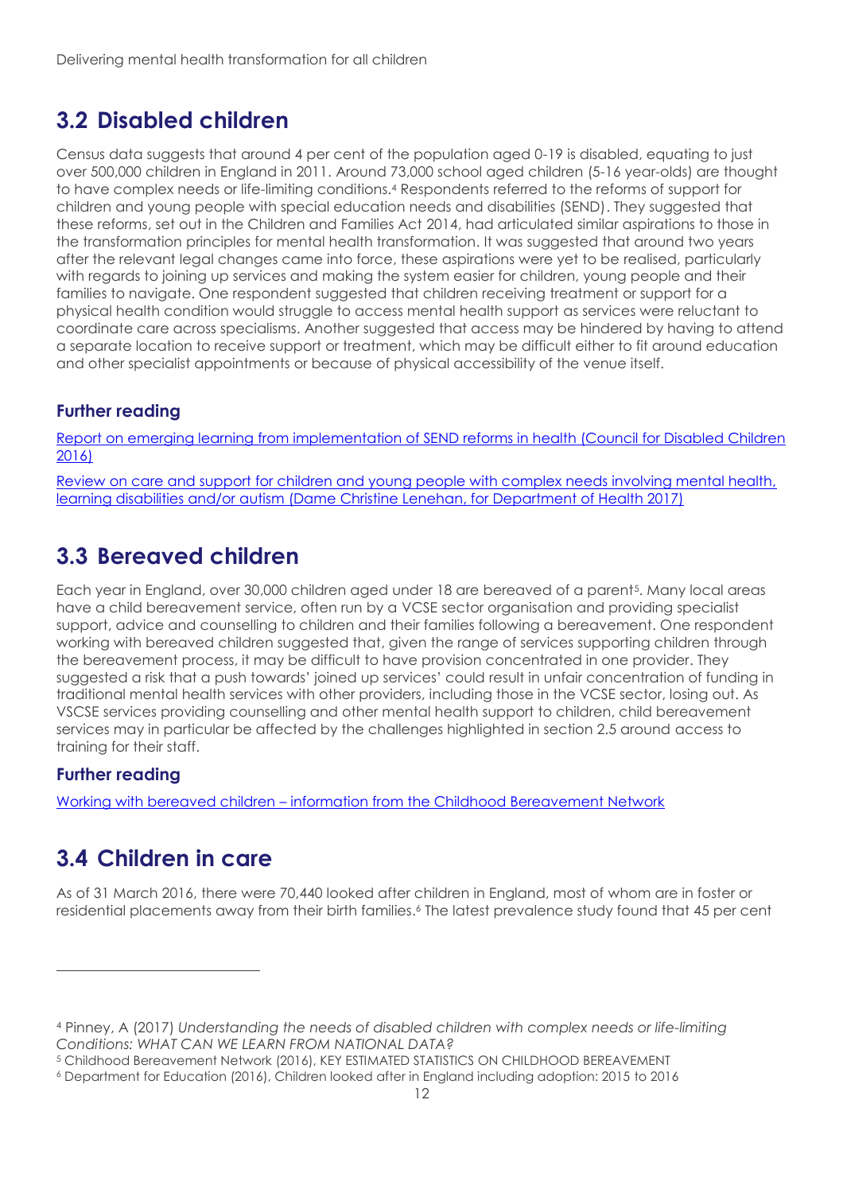## 3.2 Disabled children

Census data suggests that around 4 per cent of the population aged 0-19 is disabled, equating to just over 500,000 children in England in 2011. Around 73,000 school aged children (5-16 year-olds) are thought to have complex needs or life-limiting conditions.[4] Respondents referred to the reforms of support for children and young people with special education needs and disabilities (SEND). They suggested that these reforms, set out in the Children and Families Act 2014, had articulated similar aspirations to those in the transformation principles for mental health transformation. It was suggested that around two years after the relevant legal changes came into force, these aspirations were yet to be realised, particularly with regards to joining up services and making the system easier for children, young people and their families to navigate. One respondent suggested that children receiving treatment or support for a physical health condition would struggle to access mental health support as services were reluctant to coordinate care across specialisms. Another suggested that access may be hindered by having to attend a separate location to receive support or treatment, which may be difficult either to fit around education and other specialist appointments or because of physical accessibility of the venue itself.

### Further reading

Report on emerging learning from implementation of SEND reforms in health (Council for Disabled Children 2016)

Review on care and support for children and young people with complex needs involving mental health, learning disabilities and/or autism (Dame Christine Lenehan, for Department of Health 2017)

## 3.3 Bereaved children

Each year in England, over 30,000 children aged under 18 are bereaved of a parent[5]. Many local areas have a child bereavement service, often run by a VCSE sector organisation and providing specialist support, advice and counselling to children and their families following a bereavement. One respondent working with bereaved children suggested that, given the range of services supporting children through the bereavement process, it may be difficult to have provision concentrated in one provider. They suggested a risk that a push towards' joined up services' could result in unfair concentration of funding in traditional mental health services with other providers, including those in the VCSE sector, losing out. As VSCSE services providing counselling and other mental health support to children, child bereavement services may in particular be affected by the challenges highlighted in section 2.5 around access to training for their staff.

### Further reading

Working with bereaved children – information from the Childhood Bereavement Network

## 3.4 Children in care

As of 31 March 2016, there were 70,440 looked after children in England, most of whom are in foster or residential placements away from their birth families.[6] The latest prevalence study found that 45 per cent

---

[4] Pinney, A (2017) *Understanding the needs of disabled children with complex needs or life-limiting Conditions: WHAT CAN WE LEARN FROM NATIONAL DATA?*

[5] Childhood Bereavement Network (2016), KEY ESTIMATED STATISTICS ON CHILDHOOD BEREAVEMENT

[6] Department for Education (2016), Children looked after in England including adoption: 2015 to 2016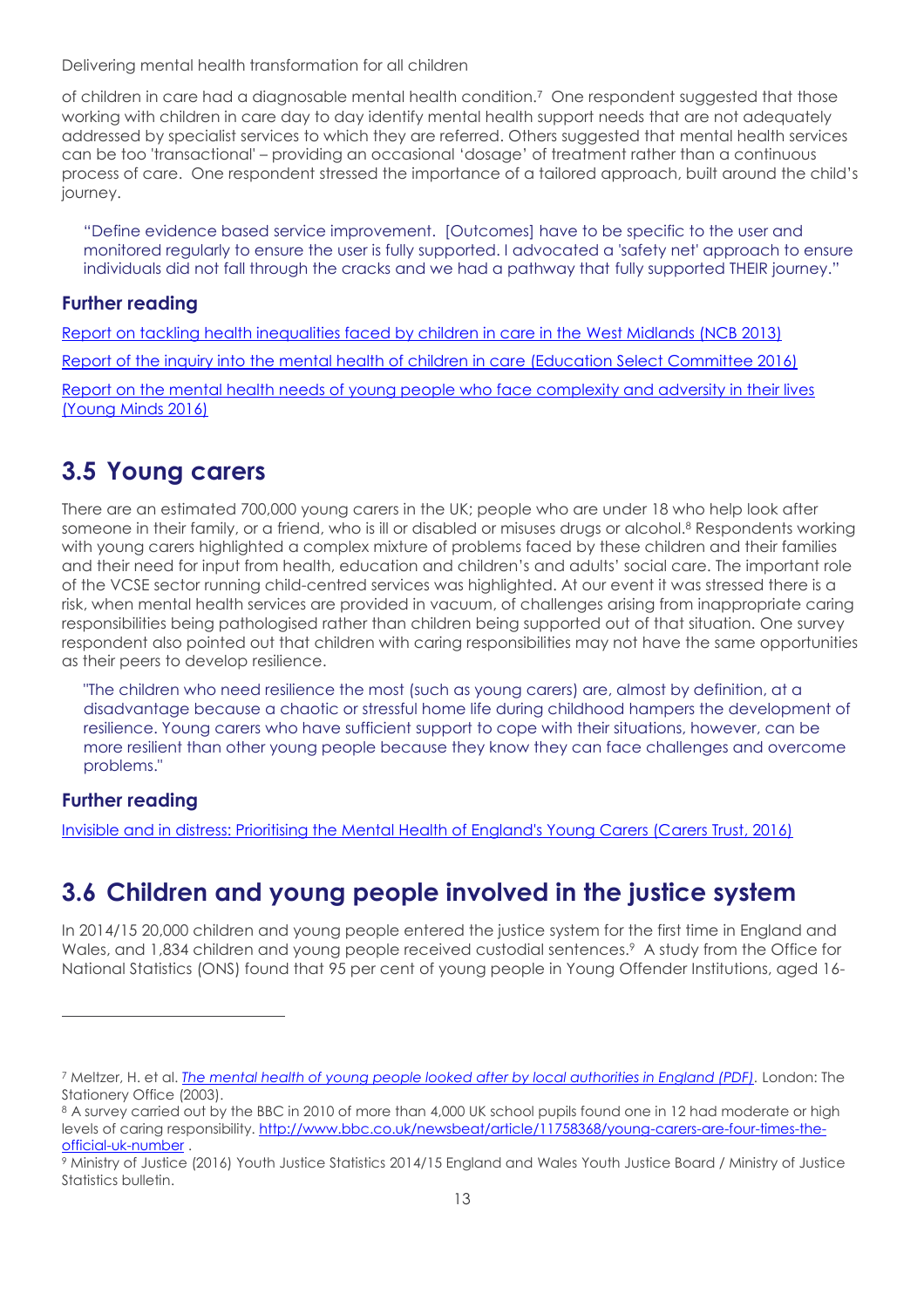of children in care had a diagnosable mental health condition.[7] One respondent suggested that those working with children in care day to day identify mental health support needs that are not adequately addressed by specialist services to which they are referred. Others suggested that mental health services can be too 'transactional' – providing an occasional 'dosage' of treatment rather than a continuous process of care. One respondent stressed the importance of a tailored approach, built around the child's journey.

> "Define evidence based service improvement. [Outcomes] have to be specific to the user and monitored regularly to ensure the user is fully supported. I advocated a 'safety net' approach to ensure individuals did not fall through the cracks and we had a pathway that fully supported THEIR journey."

### Further reading

Report on tackling health inequalities faced by children in care in the West Midlands (NCB 2013)

Report of the inquiry into the mental health of children in care (Education Select Committee 2016)

Report on the mental health needs of young people who face complexity and adversity in their lives (Young Minds 2016)

## 3.5 Young carers

There are an estimated 700,000 young carers in the UK; people who are under 18 who help look after someone in their family, or a friend, who is ill or disabled or misuses drugs or alcohol.[8] Respondents working with young carers highlighted a complex mixture of problems faced by these children and their families and their need for input from health, education and children's and adults' social care. The important role of the VCSE sector running child-centred services was highlighted. At our event it was stressed there is a risk, when mental health services are provided in vacuum, of challenges arising from inappropriate caring responsibilities being pathologised rather than children being supported out of that situation. One survey respondent also pointed out that children with caring responsibilities may not have the same opportunities as their peers to develop resilience.

> "The children who need resilience the most (such as young carers) are, almost by definition, at a disadvantage because a chaotic or stressful home life during childhood hampers the development of resilience. Young carers who have sufficient support to cope with their situations, however, can be more resilient than other young people because they know they can face challenges and overcome problems."

### Further reading

Invisible and in distress: Prioritising the Mental Health of England's Young Carers (Carers Trust, 2016)

## 3.6 Children and young people involved in the justice system

In 2014/15 20,000 children and young people entered the justice system for the first time in England and Wales, and 1,834 children and young people received custodial sentences.[9] A study from the Office for National Statistics (ONS) found that 95 per cent of young people in Young Offender Institutions, aged 16-

---

[7] Meltzer, H. et al. *The mental health of young people looked after by local authorities in England (PDF)*. London: The Stationery Office (2003).

[8] A survey carried out by the BBC in 2010 of more than 4,000 UK school pupils found one in 12 had moderate or high levels of caring responsibility. http://www.bbc.co.uk/newsbeat/article/11758368/young-carers-are-four-times-the-official-uk-number .

[9] Ministry of Justice (2016) Youth Justice Statistics 2014/15 England and Wales Youth Justice Board / Ministry of Justice Statistics bulletin.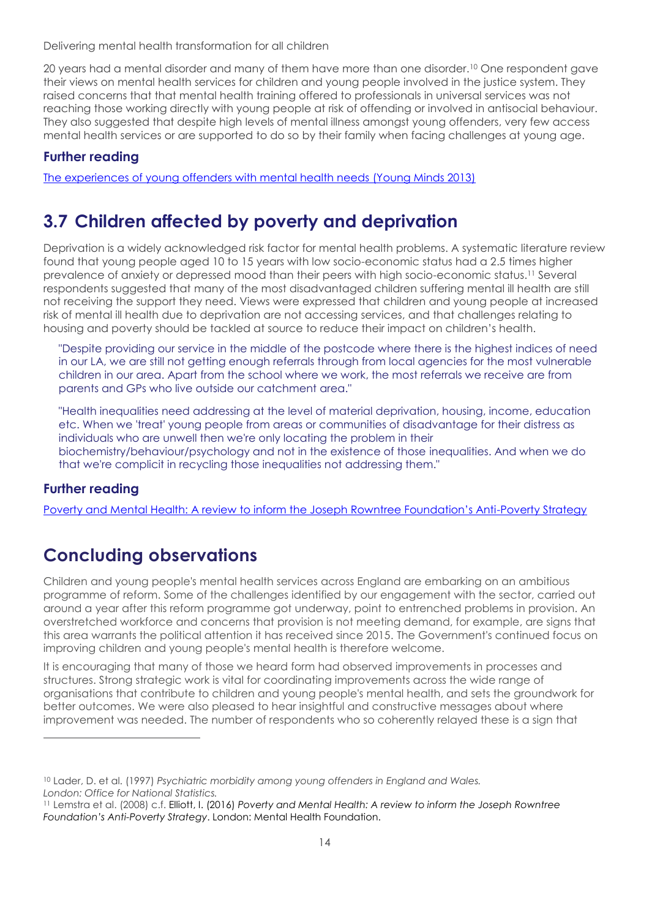20 years had a mental disorder and many of them have more than one disorder.[10] One respondent gave their views on mental health services for children and young people involved in the justice system. They raised concerns that that mental health training offered to professionals in universal services was not reaching those working directly with young people at risk of offending or involved in antisocial behaviour. They also suggested that despite high levels of mental illness amongst young offenders, very few access mental health services or are supported to do so by their family when facing challenges at young age.

### Further reading

[The experiences of young offenders with mental health needs (Young Minds 2013)]

## 3.7 Children affected by poverty and deprivation

Deprivation is a widely acknowledged risk factor for mental health problems. A systematic literature review found that young people aged 10 to 15 years with low socio-economic status had a 2.5 times higher prevalence of anxiety or depressed mood than their peers with high socio-economic status.[11] Several respondents suggested that many of the most disadvantaged children suffering mental ill health are still not receiving the support they need. Views were expressed that children and young people at increased risk of mental ill health due to deprivation are not accessing services, and that challenges relating to housing and poverty should be tackled at source to reduce their impact on children's health.

> "Despite providing our service in the middle of the postcode where there is the highest indices of need in our LA, we are still not getting enough referrals through from local agencies for the most vulnerable children in our area. Apart from the school where we work, the most referrals we receive are from parents and GPs who live outside our catchment area."

> "Health inequalities need addressing at the level of material deprivation, housing, income, education etc. When we 'treat' young people from areas or communities of disadvantage for their distress as individuals who are unwell then we're only locating the problem in their biochemistry/behaviour/psychology and not in the existence of those inequalities. And when we do that we're complicit in recycling those inequalities not addressing them."

### Further reading

[Poverty and Mental Health: A review to inform the Joseph Rowntree Foundation's Anti-Poverty Strategy]

## Concluding observations

Children and young people's mental health services across England are embarking on an ambitious programme of reform. Some of the challenges identified by our engagement with the sector, carried out around a year after this reform programme got underway, point to entrenched problems in provision. An overstretched workforce and concerns that provision is not meeting demand, for example, are signs that this area warrants the political attention it has received since 2015. The Government's continued focus on improving children and young people's mental health is therefore welcome.

It is encouraging that many of those we heard form had observed improvements in processes and structures. Strong strategic work is vital for coordinating improvements across the wide range of organisations that contribute to children and young people's mental health, and sets the groundwork for better outcomes. We were also pleased to hear insightful and constructive messages about where improvement was needed. The number of respondents who so coherently relayed these is a sign that

---

[10] Lader, D. et al. (1997) *Psychiatric morbidity among young offenders in England and Wales. London: Office for National Statistics.*

[11] Lemstra et al. (2008) c.f. Elliott, I. (2016) *Poverty and Mental Health: A review to inform the Joseph Rowntree Foundation's Anti-Poverty Strategy*. London: Mental Health Foundation.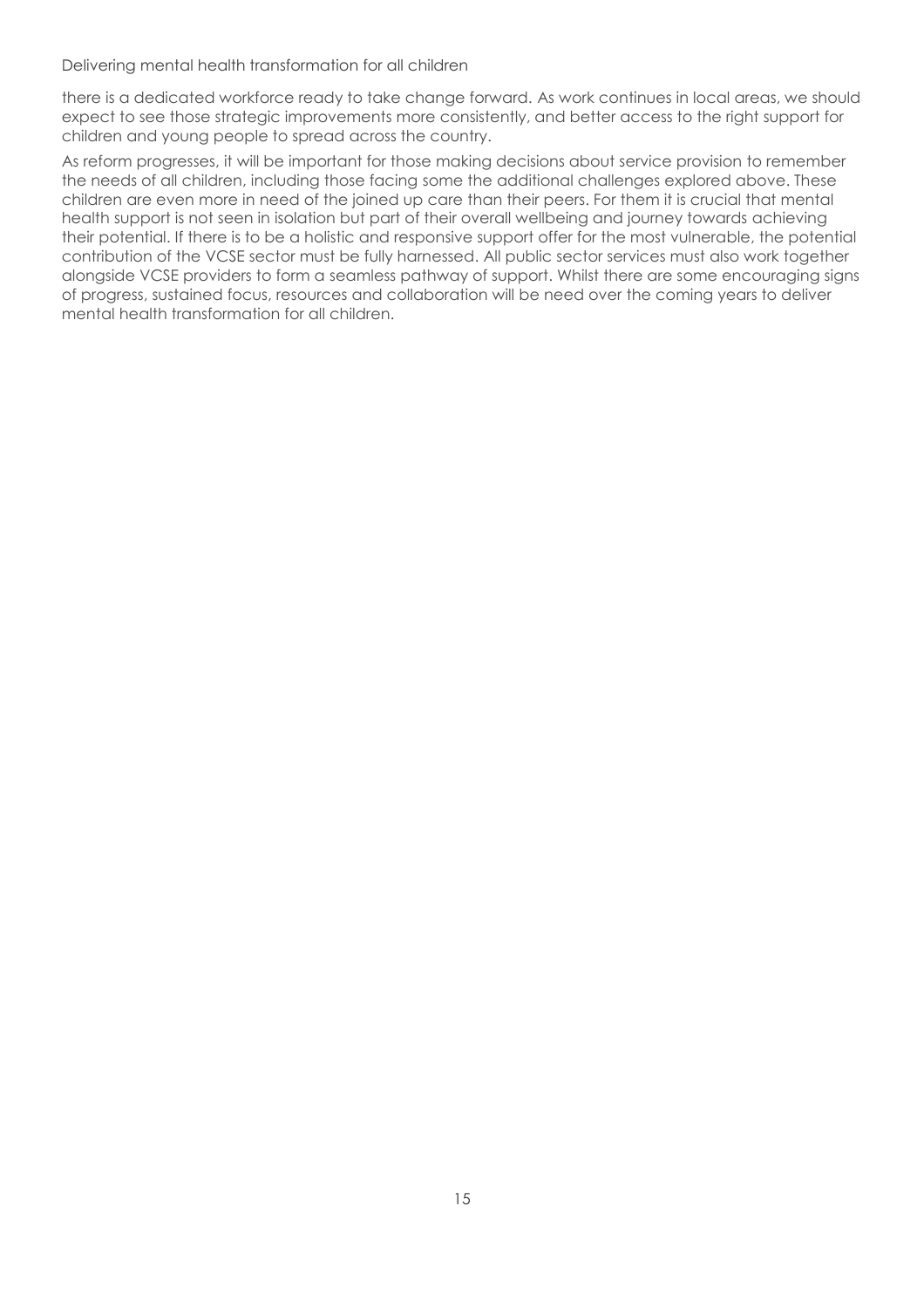there is a dedicated workforce ready to take change forward. As work continues in local areas, we should expect to see those strategic improvements more consistently, and better access to the right support for children and young people to spread across the country.

As reform progresses, it will be important for those making decisions about service provision to remember the needs of all children, including those facing some the additional challenges explored above. These children are even more in need of the joined up care than their peers. For them it is crucial that mental health support is not seen in isolation but part of their overall wellbeing and journey towards achieving their potential. If there is to be a holistic and responsive support offer for the most vulnerable, the potential contribution of the VCSE sector must be fully harnessed. All public sector services must also work together alongside VCSE providers to form a seamless pathway of support. Whilst there are some encouraging signs of progress, sustained focus, resources and collaboration will be need over the coming years to deliver mental health transformation for all children.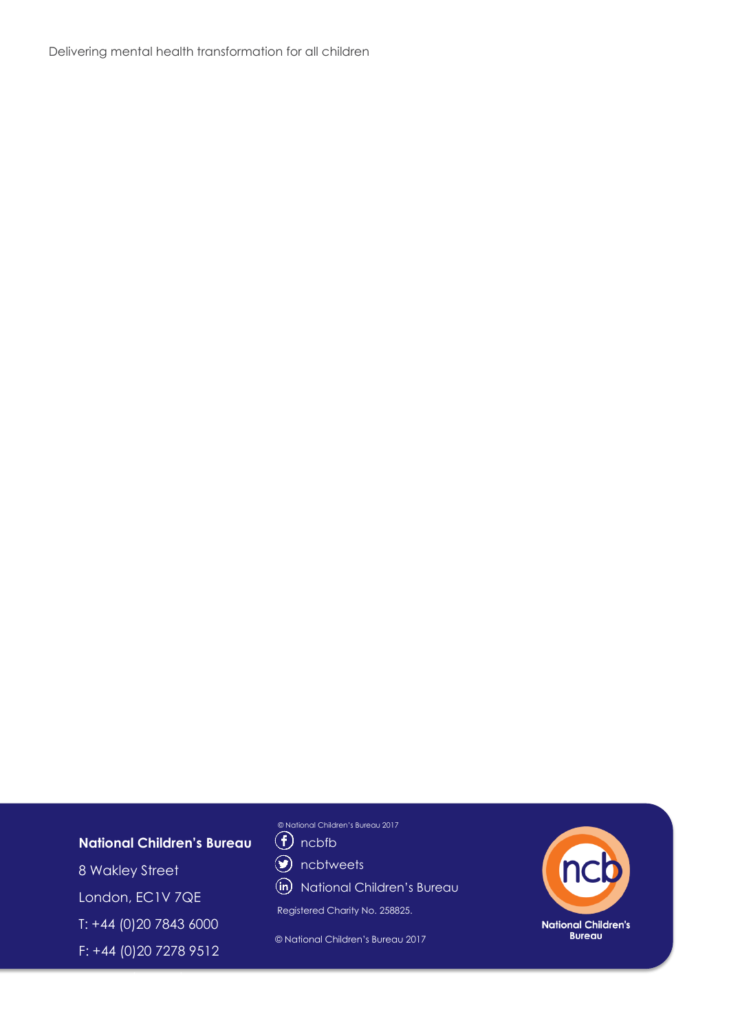**National Children's Bureau**

8 Wakley Street

London, EC1V 7QE

T: +44 (0)20 7843 6000

F: +44 (0)20 7278 9512

© National Children's Bureau 2017

ncbfb

ncbtweets

National Children's Bureau

Registered Charity No. 258825.

© National Children's Bureau 2017

National Children's Bureau